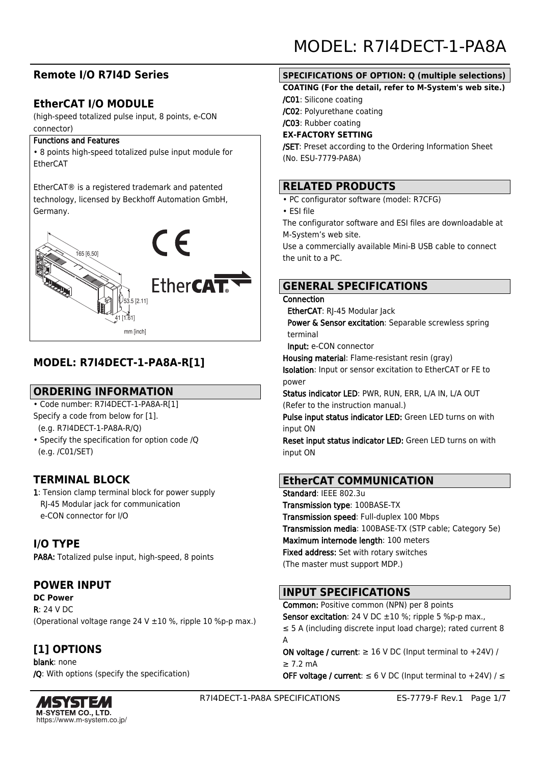# MODEL: R7I4DECT-1-PA8A

## Remote I/O R7I4D Series

## EtherCAT I/O MODULE

(high-speed totalized pulse input, 8 points, e-CON connector)

**Functions and Features**

• 8 points high-speed totalized pulse input module for EtherCAT

EtherCAT® is a registered trademark and patented technology, licensed by Beckhoff Automation GmbH, Germany.

165 [6.50]

53.5 [2.11]

41 [1.61]

mm [inch]

## MODEL: R7I4DECT-1-PA8A-R[1]

## ORDERING INFORMATION

• Code number: R7I4DECT-1-PA8A-R[1]
Specify a code from below for [1].
(e.g. R7I4DECT-1-PA8A-R/Q)

• Specify the specification for option code /Q
(e.g. /C01/SET)

## TERMINAL BLOCK

**1**: Tension clamp terminal block for power supply
RJ-45 Modular jack for communication
e-CON connector for I/O

## I/O TYPE

**PA8A:** Totalized pulse input, high-speed, 8 points

## POWER INPUT

**DC Power**

**R**: 24 V DC
(Operational voltage range 24 V ±10 %, ripple 10 %p-p max.)

## [1] OPTIONS

**blank**: none
**/Q**: With options (specify the specification)

### SPECIFICATIONS OF OPTION: Q (multiple selections)

**COATING (For the detail, refer to M-System's web site.)**

**/C01**: Silicone coating
**/C02**: Polyurethane coating
**/C03**: Rubber coating

**EX-FACTORY SETTING**

**/SET**: Preset according to the Ordering Information Sheet (No. ESU-7779-PA8A)

## RELATED PRODUCTS

• PC configurator software (model: R7CFG)
• ESI file

The configurator software and ESI files are downloadable at M-System's web site.
Use a commercially available Mini-B USB cable to connect the unit to a PC.

## GENERAL SPECIFICATIONS

**Connection**
**EtherCAT**: RJ-45 Modular Jack
**Power & Sensor excitation**: Separable screwless spring terminal
**Input:** e-CON connector

**Housing material**: Flame-resistant resin (gray)
**Isolation**: Input or sensor excitation to EtherCAT or FE to power
**Status indicator LED**: PWR, RUN, ERR, L/A IN, L/A OUT (Refer to the instruction manual.)
**Pulse input status indicator LED:** Green LED turns on with input ON
**Reset input status indicator LED:** Green LED turns on with input ON

## EtherCAT COMMUNICATION

**Standard**: IEEE 802.3u
**Transmission type**: 100BASE-TX
**Transmission speed**: Full-duplex 100 Mbps
**Transmission media**: 100BASE-TX (STP cable; Category 5e)
**Maximum internode length**: 100 meters
**Fixed address:** Set with rotary switches
(The master must support MDP.)

## INPUT SPECIFICATIONS

**Common:** Positive common (NPN) per 8 points
**Sensor excitation**: 24 V DC ±10 %; ripple 5 %p-p max., ≤ 5 A (including discrete input load charge); rated current 8 A
**ON voltage / current**: ≥ 16 V DC (Input terminal to +24V) / ≥ 7.2 mA
**OFF voltage / current**: ≤ 6 V DC (Input terminal to +24V) / ≤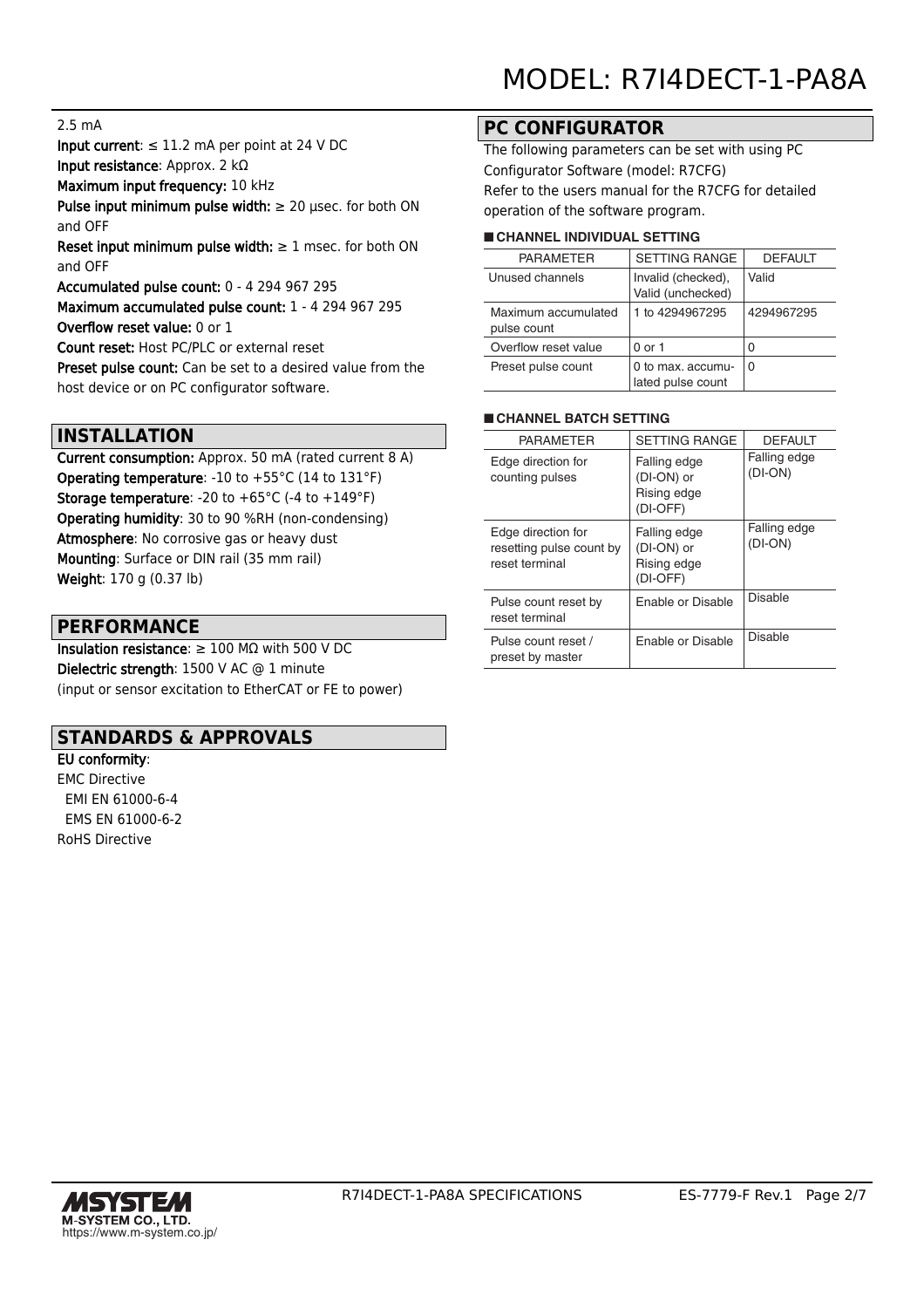2.5 mA

**Input current**: ≤ 11.2 mA per point at 24 V DC

**Input resistance**: Approx. 2 kΩ

**Maximum input frequency:** 10 kHz

**Pulse input minimum pulse width:** ≥ 20 μsec. for both ON and OFF

**Reset input minimum pulse width:** ≥ 1 msec. for both ON and OFF

**Accumulated pulse count:** 0 - 4 294 967 295

**Maximum accumulated pulse count:** 1 - 4 294 967 295

**Overflow reset value:** 0 or 1

**Count reset:** Host PC/PLC or external reset

**Preset pulse count:** Can be set to a desired value from the host device or on PC configurator software.

## INSTALLATION

**Current consumption:** Approx. 50 mA (rated current 8 A)

**Operating temperature**: -10 to +55°C (14 to 131°F)

**Storage temperature**: -20 to +65°C (-4 to +149°F)

**Operating humidity**: 30 to 90 %RH (non-condensing)

**Atmosphere**: No corrosive gas or heavy dust

**Mounting**: Surface or DIN rail (35 mm rail)

**Weight**: 170 g (0.37 lb)

## PERFORMANCE

**Insulation resistance**: ≥ 100 MΩ with 500 V DC

**Dielectric strength**: 1500 V AC @ 1 minute
(input or sensor excitation to EtherCAT or FE to power)

## STANDARDS & APPROVALS

**EU conformity**:

EMC Directive

 EMI EN 61000-6-4

 EMS EN 61000-6-2

RoHS Directive

## PC CONFIGURATOR

The following parameters can be set with using PC Configurator Software (model: R7CFG)
Refer to the users manual for the R7CFG for detailed operation of the software program.

### ■ CHANNEL INDIVIDUAL SETTING

| PARAMETER | SETTING RANGE | DEFAULT |
|---|---|---|
| Unused channels | Invalid (checked), Valid (unchecked) | Valid |
| Maximum accumulated pulse count | 1 to 4294967295 | 4294967295 |
| Overflow reset value | 0 or 1 | 0 |
| Preset pulse count | 0 to max. accumulated pulse count | 0 |

### ■ CHANNEL BATCH SETTING

| PARAMETER | SETTING RANGE | DEFAULT |
|---|---|---|
| Edge direction for counting pulses | Falling edge (DI-ON) or Rising edge (DI-OFF) | Falling edge (DI-ON) |
| Edge direction for resetting pulse count by reset terminal | Falling edge (DI-ON) or Rising edge (DI-OFF) | Falling edge (DI-ON) |
| Pulse count reset by reset terminal | Enable or Disable | Disable |
| Pulse count reset / preset by master | Enable or Disable | Disable |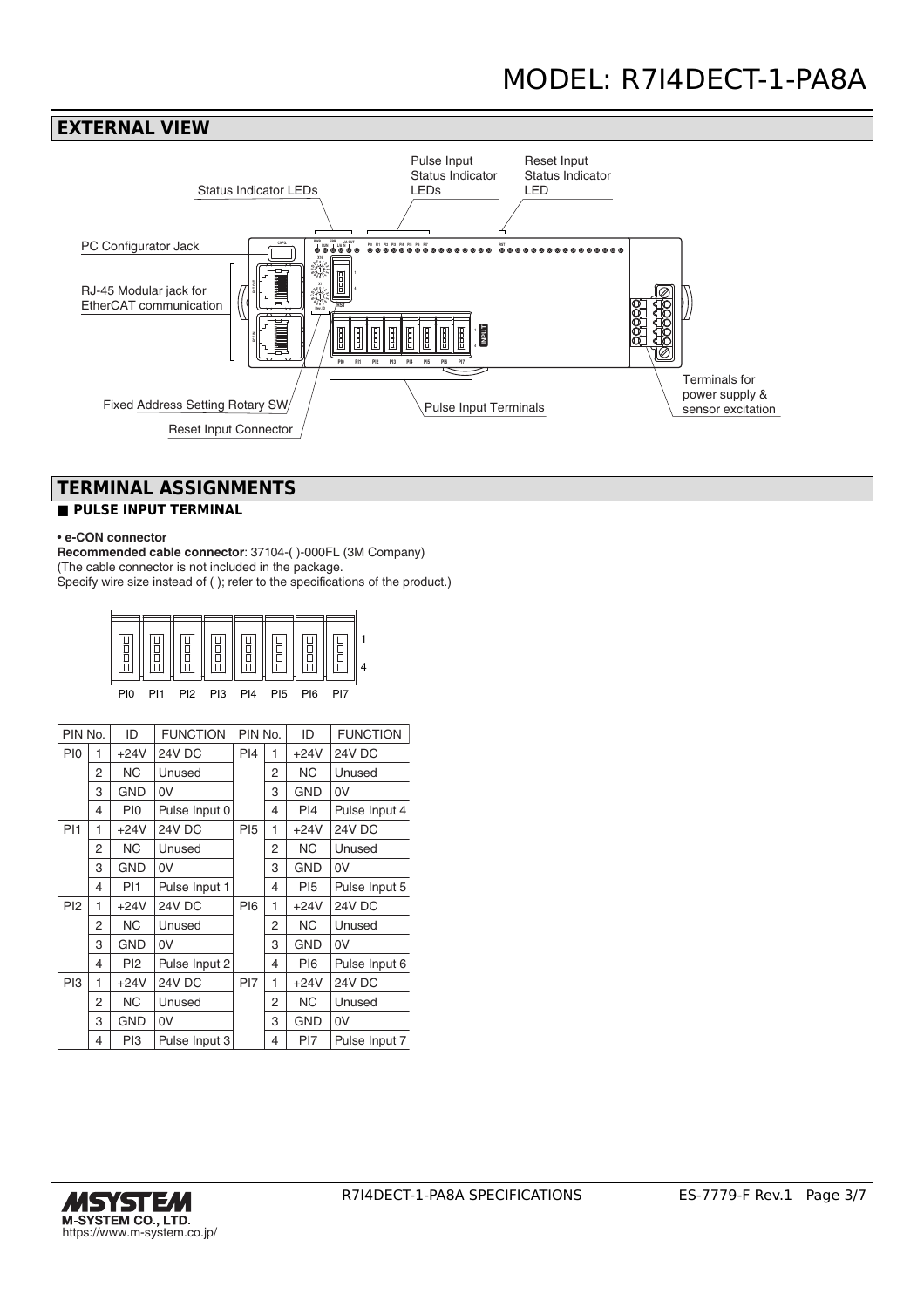# MODEL: R7I4DECT-1-PA8A

## EXTERNAL VIEW

Status Indicator LEDs
Pulse Input Status Indicator LEDs
Reset Input Status Indicator LED
PC Configurator Jack
RJ-45 Modular jack for EtherCAT communication
Fixed Address Setting Rotary SW
Reset Input Connector
Pulse Input Terminals
Terminals for power supply & sensor excitation

## TERMINAL ASSIGNMENTS

### ■ PULSE INPUT TERMINAL

**• e-CON connector**

**Recommended cable connector**: 37104-( )-000FL (3M Company)
(The cable connector is not included in the package.
Specify wire size instead of ( ); refer to the specifications of the product.)

PI0 PI1 PI2 PI3 PI4 PI5 PI6 PI7

| PIN No. | | ID | FUNCTION | PIN No. | | ID | FUNCTION |
|---|---|---|---|---|---|---|---|
| PI0 | 1 | +24V | 24V DC | PI4 | 1 | +24V | 24V DC |
| | 2 | NC | Unused | | 2 | NC | Unused |
| | 3 | GND | 0V | | 3 | GND | 0V |
| | 4 | PI0 | Pulse Input 0 | | 4 | PI4 | Pulse Input 4 |
| PI1 | 1 | +24V | 24V DC | PI5 | 1 | +24V | 24V DC |
| | 2 | NC | Unused | | 2 | NC | Unused |
| | 3 | GND | 0V | | 3 | GND | 0V |
| | 4 | PI1 | Pulse Input 1 | | 4 | PI5 | Pulse Input 5 |
| PI2 | 1 | +24V | 24V DC | PI6 | 1 | +24V | 24V DC |
| | 2 | NC | Unused | | 2 | NC | Unused |
| | 3 | GND | 0V | | 3 | GND | 0V |
| | 4 | PI2 | Pulse Input 2 | | 4 | PI6 | Pulse Input 6 |
| PI3 | 1 | +24V | 24V DC | PI7 | 1 | +24V | 24V DC |
| | 2 | NC | Unused | | 2 | NC | Unused |
| | 3 | GND | 0V | | 3 | GND | 0V |
| | 4 | PI3 | Pulse Input 3 | | 4 | PI7 | Pulse Input 7 |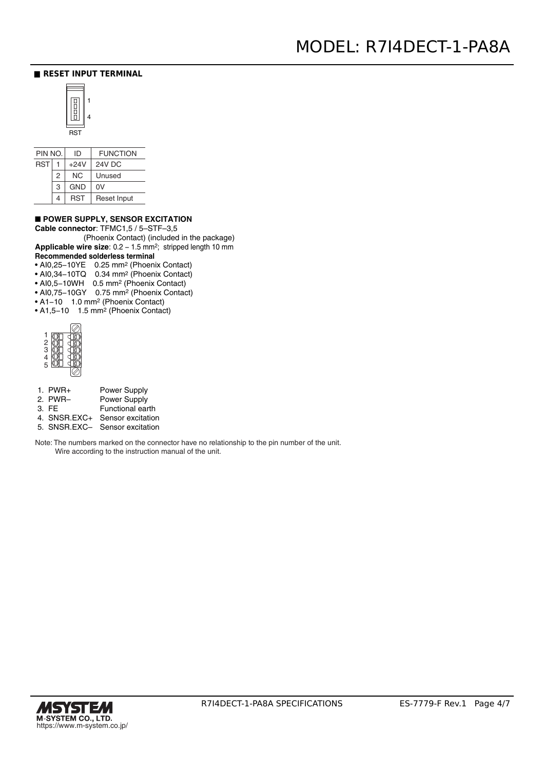## ■ RESET INPUT TERMINAL

| PIN NO. | | ID | FUNCTION |
|---|---|---|---|
| RST | 1 | +24V | 24V DC |
| | 2 | NC | Unused |
| | 3 | GND | 0V |
| | 4 | RST | Reset Input |

## ■ POWER SUPPLY, SENSOR EXCITATION

**Cable connector**: TFMC1,5 / 5–STF–3,5 (Phoenix Contact) (included in the package)

**Applicable wire size**: 0.2 – 1.5 mm²; stripped length 10 mm

**Recommended solderless terminal**

- AI0,25–10YE 0.25 mm² (Phoenix Contact)
- AI0,34–10TQ 0.34 mm² (Phoenix Contact)
- AI0,5–10WH 0.5 mm² (Phoenix Contact)
- AI0,75–10GY 0.75 mm² (Phoenix Contact)
- A1–10 1.0 mm² (Phoenix Contact)
- A1,5–10 1.5 mm² (Phoenix Contact)

1. PWR+ Power Supply
2. PWR– Power Supply
3. FE Functional earth
4. SNSR.EXC+ Sensor excitation
5. SNSR.EXC– Sensor excitation

Note: The numbers marked on the connector have no relationship to the pin number of the unit. Wire according to the instruction manual of the unit.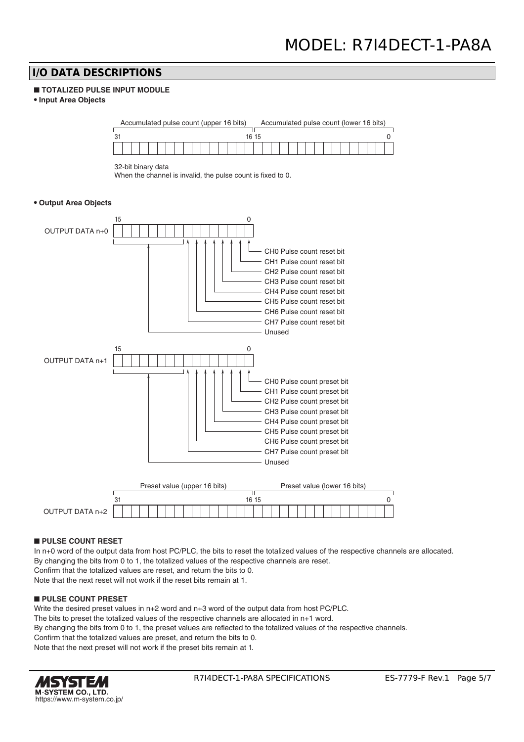## I/O DATA DESCRIPTIONS

### ■ TOTALIZED PULSE INPUT MODULE

**• Input Area Objects**

| Accumulated pulse count (upper 16 bits) | Accumulated pulse count (lower 16 bits) |
|---|---|
| 31 – 16 | 15 – 0 |

32-bit binary data
When the channel is invalid, the pulse count is fixed to 0.

**• Output Area Objects**

OUTPUT DATA n+0 (bits 15 – 0)

- Bit 0: CH0 Pulse count reset bit
- Bit 1: CH1 Pulse count reset bit
- Bit 2: CH2 Pulse count reset bit
- Bit 3: CH3 Pulse count reset bit
- Bit 4: CH4 Pulse count reset bit
- Bit 5: CH5 Pulse count reset bit
- Bit 6: CH6 Pulse count reset bit
- Bit 7: CH7 Pulse count reset bit
- Bits 8 – 15: Unused

OUTPUT DATA n+1 (bits 15 – 0)

- Bit 0: CH0 Pulse count preset bit
- Bit 1: CH1 Pulse count preset bit
- Bit 2: CH2 Pulse count preset bit
- Bit 3: CH3 Pulse count preset bit
- Bit 4: CH4 Pulse count preset bit
- Bit 5: CH5 Pulse count preset bit
- Bit 6: CH6 Pulse count preset bit
- Bit 7: CH7 Pulse count preset bit
- Bits 8 – 15: Unused

OUTPUT DATA n+2

| Preset value (upper 16 bits) | Preset value (lower 16 bits) |
|---|---|
| 31 – 16 | 15 – 0 |

### ■ PULSE COUNT RESET

In n+0 word of the output data from host PC/PLC, the bits to reset the totalized values of the respective channels are allocated.
By changing the bits from 0 to 1, the totalized values of the respective channels are reset.
Confirm that the totalized values are reset, and return the bits to 0.
Note that the next reset will not work if the reset bits remain at 1.

### ■ PULSE COUNT PRESET

Write the desired preset values in n+2 word and n+3 word of the output data from host PC/PLC.
The bits to preset the totalized values of the respective channels are allocated in n+1 word.
By changing the bits from 0 to 1, the preset values are reflected to the totalized values of the respective channels.
Confirm that the totalized values are preset, and return the bits to 0.
Note that the next preset will not work if the preset bits remain at 1.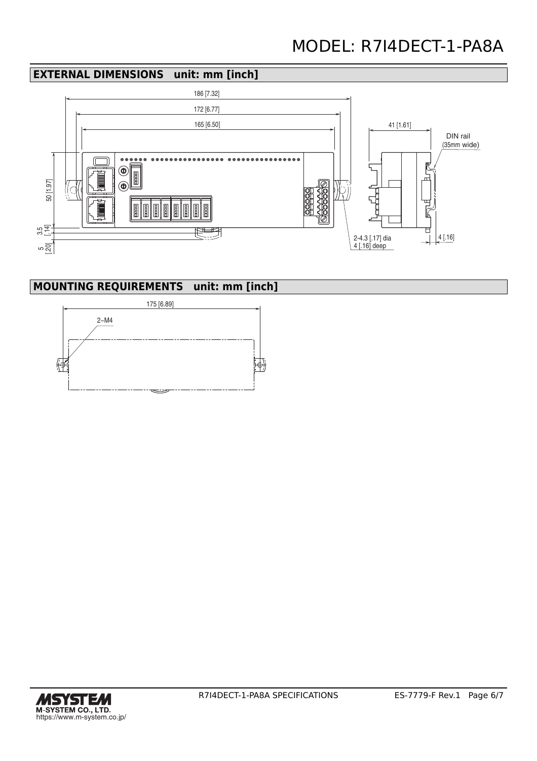## EXTERNAL DIMENSIONS unit: mm [inch]

186 [7.32]

172 [6.77]

165 [6.50]

41 [1.61]

DIN rail (35mm wide)

50 [1.97]

3.5 [.14]

5 [.20]

2-4.3 [.17] dia 4 [.16] deep

4 [.16]

## MOUNTING REQUIREMENTS unit: mm [inch]

175 [6.89]

2–M4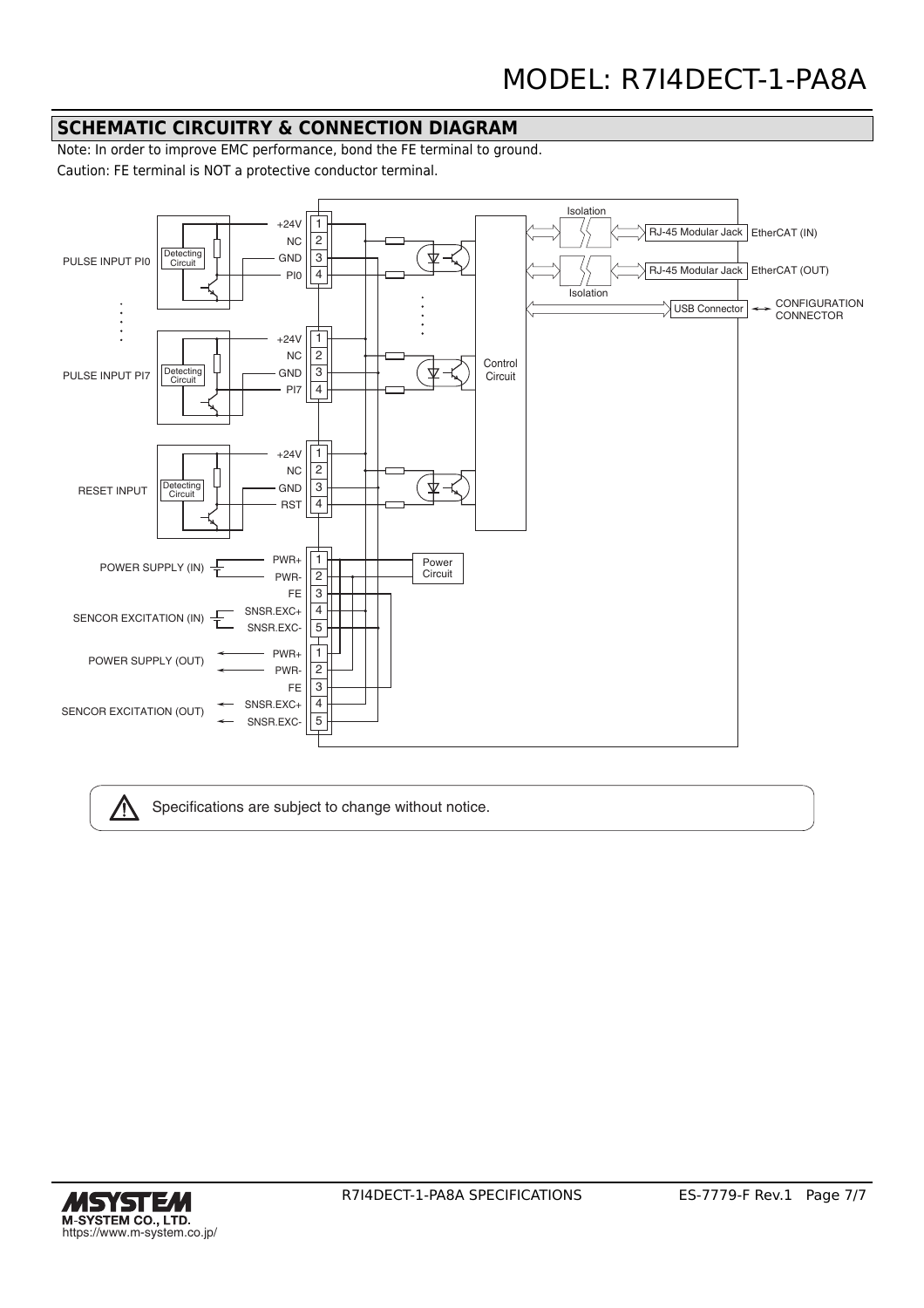## SCHEMATIC CIRCUITRY & CONNECTION DIAGRAM

Note: In order to improve EMC performance, bond the FE terminal to ground.

Caution: FE terminal is NOT a protective conductor terminal.

PULSE INPUT PI0
Detecting Circuit
+24V 1
NC 2
GND 3
PI0 4

PULSE INPUT PI7
Detecting Circuit
+24V 1
NC 2
GND 3
PI7 4

RESET INPUT
Detecting Circuit
+24V 1
NC 2
GND 3
RST 4

POWER SUPPLY (IN)
PWR+ 1
PWR- 2
FE 3
SENCOR EXCITATION (IN)
SNSR.EXC+ 4
SNSR.EXC- 5

POWER SUPPLY (OUT)
PWR+ 1
PWR- 2
FE 3
SENCOR EXCITATION (OUT)
SNSR.EXC+ 4
SNSR.EXC- 5

Power Circuit

Control Circuit

Isolation
RJ-45 Modular Jack EtherCAT (IN)
RJ-45 Modular Jack EtherCAT (OUT)
Isolation
USB Connector CONFIGURATION CONNECTOR

Specifications are subject to change without notice.